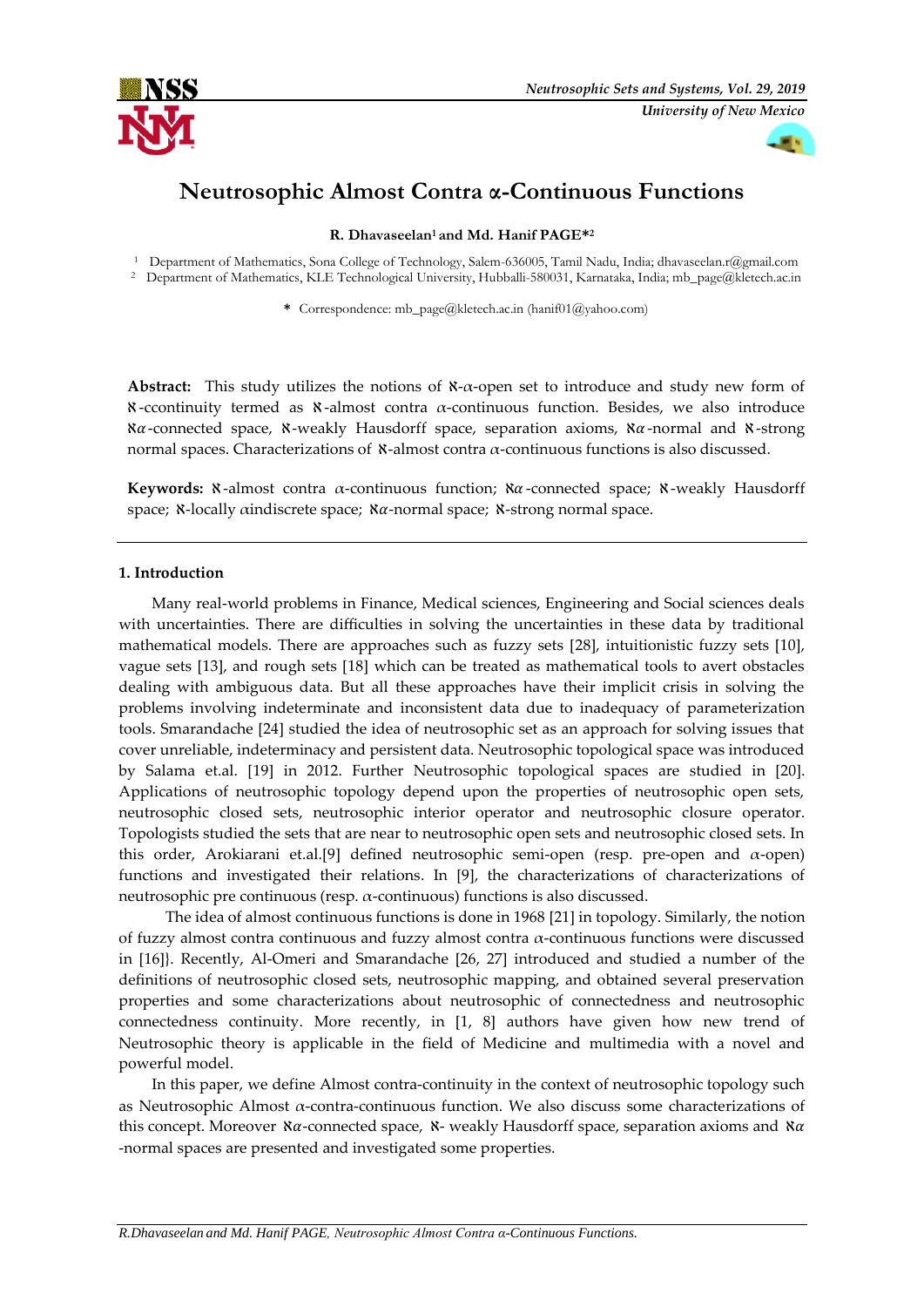# Neutrosophic Almost Contra α-Continuous Functions

**R. Dhavaseelan[1] and Md. Hanif PAGE*[2]**

[1] Department of Mathematics, Sona College of Technology, Salem-636005, Tamil Nadu, India; dhavaseelan.r@gmail.com
[2] Department of Mathematics, KLE Technological University, Hubballi-580031, Karnataka, India; mb_page@kletech.ac.in

* Correspondence: mb_page@kletech.ac.in (hanif01@yahoo.com)

**Abstract:** This study utilizes the notions of $\aleph$-$\alpha$-open set to introduce and study new form of $\aleph$-ccontinuity termed as $\aleph$-almost contra $\alpha$-continuous function. Besides, we also introduce $\aleph\alpha$-connected space, $\aleph$-weakly Hausdorff space, separation axioms, $\aleph\alpha$-normal and $\aleph$-strong normal spaces. Characterizations of $\aleph$-almost contra $\alpha$-continuous functions is also discussed.

**Keywords:** $\aleph$-almost contra $\alpha$-continuous function; $\aleph\alpha$-connected space; $\aleph$-weakly Hausdorff space; $\aleph$-locally $\alpha$indiscrete space; $\aleph\alpha$-normal space; $\aleph$-strong normal space.

## 1. Introduction

Many real-world problems in Finance, Medical sciences, Engineering and Social sciences deals with uncertainties. There are difficulties in solving the uncertainties in these data by traditional mathematical models. There are approaches such as fuzzy sets [28], intuitionistic fuzzy sets [10], vague sets [13], and rough sets [18] which can be treated as mathematical tools to avert obstacles dealing with ambiguous data. But all these approaches have their implicit crisis in solving the problems involving indeterminate and inconsistent data due to inadequacy of parameterization tools. Smarandache [24] studied the idea of neutrosophic set as an approach for solving issues that cover unreliable, indeterminacy and persistent data. Neutrosophic topological space was introduced by Salama et.al. [19] in 2012. Further Neutrosophic topological spaces are studied in [20]. Applications of neutrosophic topology depend upon the properties of neutrosophic open sets, neutrosophic closed sets, neutrosophic interior operator and neutrosophic closure operator. Topologists studied the sets that are near to neutrosophic open sets and neutrosophic closed sets. In this order, Arokiarani et.al.[9] defined neutrosophic semi-open (resp. pre-open and $\alpha$-open) functions and investigated their relations. In [9], the characterizations of characterizations of neutrosophic pre continuous (resp. $\alpha$-continuous) functions is also discussed.

The idea of almost continuous functions is done in 1968 [21] in topology. Similarly, the notion of fuzzy almost contra continuous and fuzzy almost contra $\alpha$-continuous functions were discussed in [16]}. Recently, Al-Omeri and Smarandache [26, 27] introduced and studied a number of the definitions of neutrosophic closed sets, neutrosophic mapping, and obtained several preservation properties and some characterizations about neutrosophic of connectedness and neutrosophic connectedness continuity. More recently, in [1, 8] authors have given how new trend of Neutrosophic theory is applicable in the field of Medicine and multimedia with a novel and powerful model.

In this paper, we define Almost contra-continuity in the context of neutrosophic topology such as Neutrosophic Almost $\alpha$-contra-continuous function. We also discuss some characterizations of this concept. Moreover $\aleph\alpha$-connected space, $\aleph$- weakly Hausdorff space, separation axioms and $\aleph\alpha$ -normal spaces are presented and investigated some properties.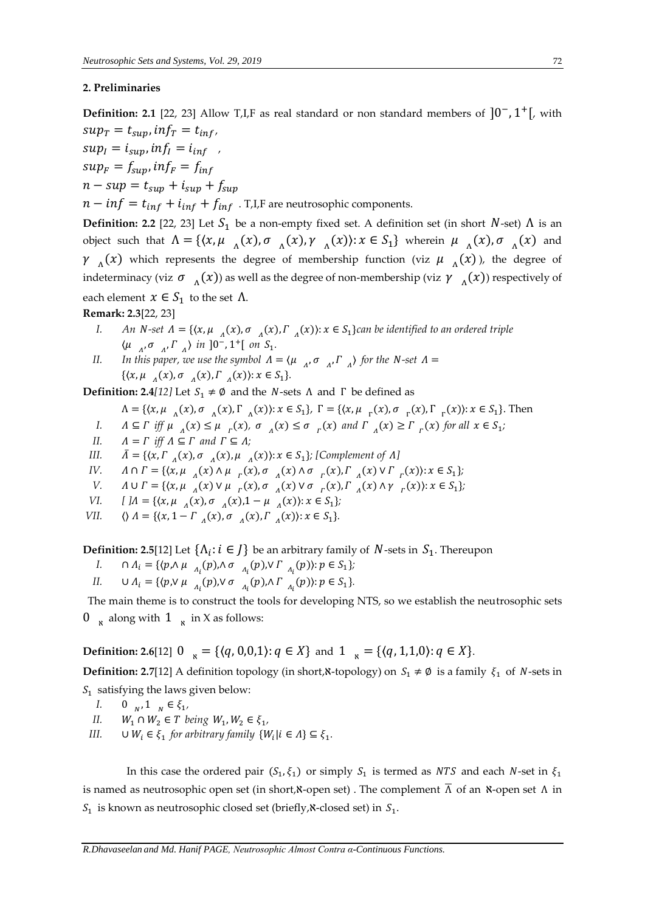## 2. Preliminaries

**Definition: 2.1** [22, 23] Allow T,I,F as real standard or non standard members of $]0^-, 1^+[$, with $sup_T = t_{sup}, inf_T = t_{inf}$,

$sup_I = i_{sup}, inf_I = i_{inf}$ ,

$sup_F = f_{sup}, inf_F = f_{inf}$

$n - sup = t_{sup} + i_{sup} + f_{sup}$

$n - inf = t_{inf} + i_{inf} + f_{inf}$ . T,I,F are neutrosophic components.

**Definition: 2.2** [22, 23] Let $S_1$ be a non-empty fixed set. A definition set (in short $N$-set) $\Lambda$ is an object such that $\Lambda = \{\langle x, \mu_{\Lambda}(x), \sigma_{\Lambda}(x), \gamma_{\Lambda}(x)\rangle : x \in S_1\}$ wherein $\mu_{\Lambda}(x), \sigma_{\Lambda}(x)$ and $\gamma_{\Lambda}(x)$ which represents the degree of membership function (viz $\mu_{\Lambda}(x)$), the degree of indeterminacy (viz $\sigma_{\Lambda}(x)$) as well as the degree of non-membership (viz $\gamma_{\Lambda}(x)$) respectively of each element $x \in S_1$ to the set $\Lambda$.

**Remark: 2.3**[22, 23]

I. *An N-set* $\Lambda = \{\langle x, \mu_{\Lambda}(x), \sigma_{\Lambda}(x), \Gamma_{\Lambda}(x)\rangle : x \in S_1\}$ *can be identified to an ordered triple* $\langle \mu_{\Lambda}, \sigma_{\Lambda}, \Gamma_{\Lambda}\rangle$ *in* $]0^-, 1^+[$ *on* $S_1$.

II. *In this paper, we use the symbol* $\Lambda = \langle \mu_{\Lambda}, \sigma_{\Lambda}, \Gamma_{\Lambda}\rangle$ *for the N-set* $\Lambda = \{\langle x, \mu_{\Lambda}(x), \sigma_{\Lambda}(x), \Gamma_{\Lambda}(x)\rangle : x \in S_1\}$.

**Definition: 2.4**[12] Let $S_1 \neq \emptyset$ and the $N$-sets $\Lambda$ and $\Gamma$ be defined as

$\Lambda = \{\langle x, \mu_{\Lambda}(x), \sigma_{\Lambda}(x), \Gamma_{\Lambda}(x)\rangle : x \in S_1\}$, $\Gamma = \{\langle x, \mu_{\Gamma}(x), \sigma_{\Gamma}(x), \Gamma_{\Gamma}(x)\rangle : x \in S_1\}$. Then

I. $\Lambda \subseteq \Gamma$ *iff* $\mu_{\Lambda}(x) \leq \mu_{\Gamma}(x)$, $\sigma_{\Lambda}(x) \leq \sigma_{\Gamma}(x)$ *and* $\Gamma_{\Lambda}(x) \geq \Gamma_{\Gamma}(x)$ *for all* $x \in S_1$;

II. $\Lambda = \Gamma$ *iff* $\Lambda \subseteq \Gamma$ *and* $\Gamma \subseteq \Lambda$;

III. $\bar{\Lambda} = \{\langle x, \Gamma_{\Lambda}(x), \sigma_{\Lambda}(x), \mu_{\Lambda}(x)\rangle : x \in S_1\}$; *[Complement of* $\Lambda$*]*

IV. $\Lambda \cap \Gamma = \{\langle x, \mu_{\Lambda}(x) \wedge \mu_{\Gamma}(x), \sigma_{\Lambda}(x) \wedge \sigma_{\Gamma}(x), \Gamma_{\Lambda}(x) \vee \Gamma_{\Gamma}(x)\rangle : x \in S_1\}$;

V. $\Lambda \cup \Gamma = \{\langle x, \mu_{\Lambda}(x) \vee \mu_{\Gamma}(x), \sigma_{\Lambda}(x) \vee \sigma_{\Gamma}(x), \Gamma_{\Lambda}(x) \wedge \gamma_{\Gamma}(x)\rangle : x \in S_1\}$;

VI. $[\,]\Lambda = \{\langle x, \mu_{\Lambda}(x), \sigma_{\Lambda}(x), 1 - \mu_{\Lambda}(x)\rangle : x \in S_1\}$;

VII. $\langle\rangle\, \Lambda = \{\langle x, 1 - \Gamma_{\Lambda}(x), \sigma_{\Lambda}(x), \Gamma_{\Lambda}(x)\rangle : x \in S_1\}$.

**Definition: 2.5**[12] Let $\{\Lambda_i : i \in J\}$ be an arbitrary family of $N$-sets in $S_1$. Thereupon

I. $\cap \Lambda_i = \{\langle p, \wedge \mu_{\Lambda_i}(p), \wedge \sigma_{\Lambda_i}(p), \vee \Gamma_{\Lambda_i}(p)\rangle : p \in S_1\}$;

II. $\cup \Lambda_i = \{\langle p, \vee \mu_{\Lambda_i}(p), \vee \sigma_{\Lambda_i}(p), \wedge \Gamma_{\Lambda_i}(p)\rangle : p \in S_1\}$.

The main theme is to construct the tools for developing NTS, so we establish the neutrosophic sets $0_{\aleph}$ along with $1_{\aleph}$ in X as follows:

**Definition: 2.6**[12] $0_{\aleph} = \{\langle q, 0, 0, 1\rangle : q \in X\}$ and $1_{\aleph} = \{\langle q, 1, 1, 0\rangle : q \in X\}$.

**Definition: 2.7**[12] A definition topology (in short,$\aleph$-topology) on $S_1 \neq \emptyset$ is a family $\xi_1$ of $N$-sets in $S_1$ satisfying the laws given below:

I. $0_N, 1_N \in \xi_1$,

II. $W_1 \cap W_2 \in T$ *being* $W_1, W_2 \in \xi_1$,

III. $\cup W_i \in \xi_1$ *for arbitrary family* $\{W_i | i \in \Lambda\} \subseteq \xi_1$.

In this case the ordered pair $(S_1, \xi_1)$ or simply $S_1$ is termed as $NTS$ and each $N$-set in $\xi_1$ is named as neutrosophic open set (in short,$\aleph$-open set) . The complement $\bar{\Lambda}$ of an $\aleph$-open set $\Lambda$ in $S_1$ is known as neutrosophic closed set (briefly,$\aleph$-closed set) in $S_1$.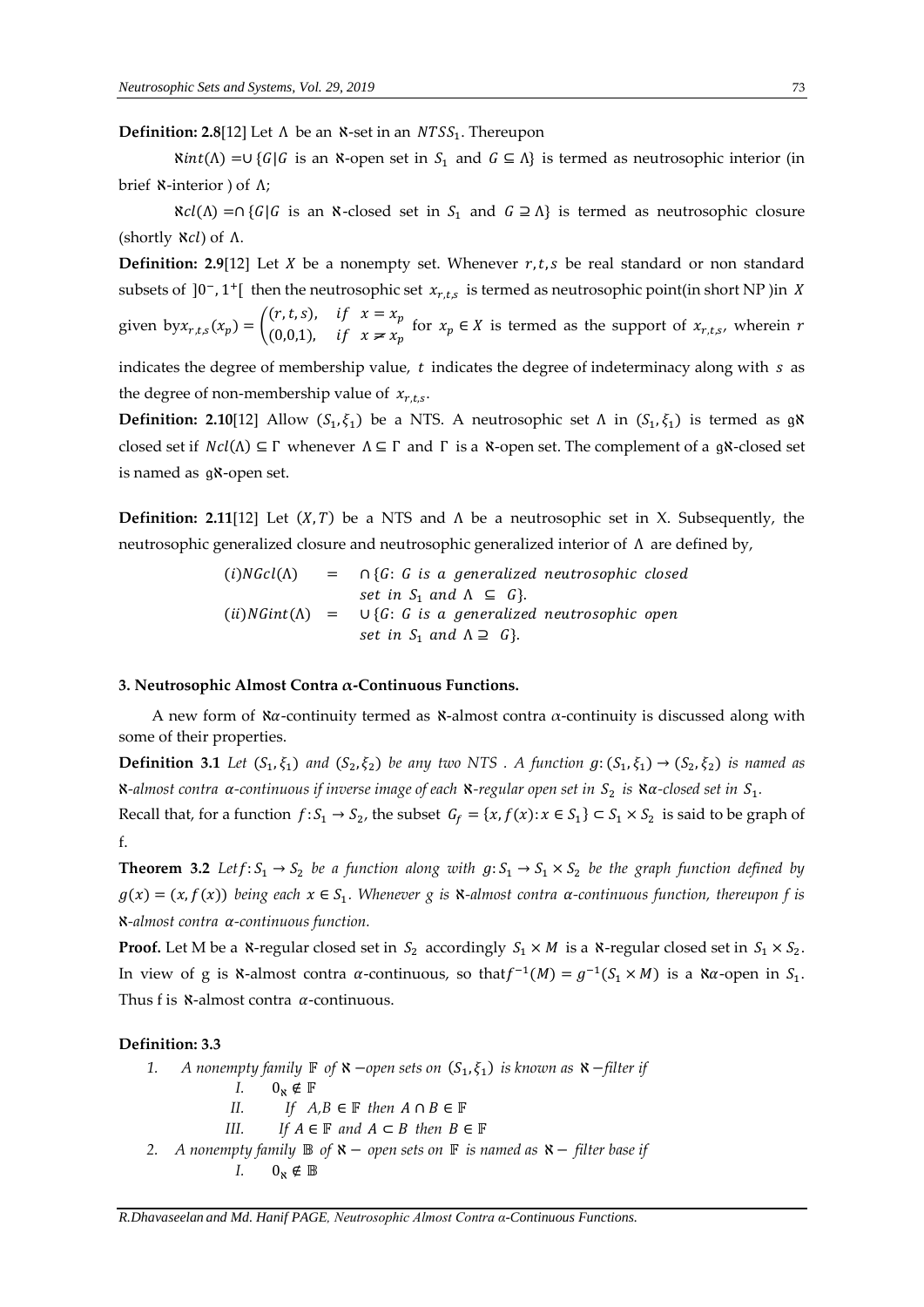**Definition: 2.8**[12] Let $\Lambda$ be an $\aleph$-set in an $NTSS_1$. Thereupon

$\aleph int(\Lambda) = \cup \{G | G$ is an $\aleph$-open set in $S_1$ and $G \subseteq \Lambda\}$ is termed as neutrosophic interior (in brief $\aleph$-interior ) of $\Lambda$;

$\aleph cl(\Lambda) = \cap \{G | G$ is an $\aleph$-closed set in $S_1$ and $G \supseteq \Lambda\}$ is termed as neutrosophic closure (shortly $\aleph cl$) of $\Lambda$.

**Definition: 2.9**[12] Let $X$ be a nonempty set. Whenever $r, t, s$ be real standard or non standard subsets of $]0^-, 1^+[$ then the neutrosophic set $x_{r,t,s}$ is termed as neutrosophic point(in short NP )in $X$ given by$x_{r,t,s}(x_p) = \begin{cases} (r,t,s), & if \quad x = x_p \\ (0,0,1), & if \quad x \neq x_p \end{cases}$ for $x_p \in X$ is termed as the support of $x_{r,t,s}$, wherein $r$ indicates the degree of membership value, $t$ indicates the degree of indeterminacy along with $s$ as the degree of non-membership value of $x_{r,t,s}$.

**Definition: 2.10**[12] Allow $(S_1, \xi_1)$ be a NTS. A neutrosophic set $\Lambda$ in $(S_1, \xi_1)$ is termed as $\mathfrak{g}\aleph$ closed set if $Ncl(\Lambda) \subseteq \Gamma$ whenever $\Lambda \subseteq \Gamma$ and $\Gamma$ is a $\aleph$-open set. The complement of a $\mathfrak{g}\aleph$-closed set is named as $\mathfrak{g}\aleph$-open set.

**Definition: 2.11**[12] Let $(X, T)$ be a NTS and $\Lambda$ be a neutrosophic set in X. Subsequently, the neutrosophic generalized closure and neutrosophic generalized interior of $\Lambda$ are defined by,

$$(i) NGcl(\Lambda) = \cap \{G: G \text{ is a generalized neutrosophic closed set in } S_1 \text{ and } \Lambda \subseteq G\}.$$

$$(ii) NGint(\Lambda) = \cup \{G: G \text{ is a generalized neutrosophic open set in } S_1 \text{ and } \Lambda \supseteq G\}.$$

### 3. Neutrosophic Almost Contra $\alpha$-Continuous Functions.

A new form of $\aleph\alpha$-continuity termed as $\aleph$-almost contra $\alpha$-continuity is discussed along with some of their properties.

**Definition 3.1** *Let $(S_1, \xi_1)$ and $(S_2, \xi_2)$ be any two NTS . A function $g: (S_1, \xi_1) \to (S_2, \xi_2)$ is named as $\aleph$-almost contra $\alpha$-continuous if inverse image of each $\aleph$-regular open set in $S_2$ is $\aleph\alpha$-closed set in $S_1$.*

Recall that, for a function $f: S_1 \to S_2$, the subset $G_f = \{x, f(x): x \in S_1\} \subset S_1 \times S_2$ is said to be graph of f.

**Theorem 3.2** *Let $f: S_1 \to S_2$ be a function along with $g: S_1 \to S_1 \times S_2$ be the graph function defined by $g(x) = (x, f(x))$ being each $x \in S_1$. Whenever $g$ is $\aleph$-almost contra $\alpha$-continuous function, thereupon f is $\aleph$-almost contra $\alpha$-continuous function.*

**Proof.** Let M be a $\aleph$-regular closed set in $S_2$ accordingly $S_1 \times M$ is a $\aleph$-regular closed set in $S_1 \times S_2$. In view of g is $\aleph$-almost contra $\alpha$-continuous, so that$f^{-1}(M) = g^{-1}(S_1 \times M)$ is a $\aleph\alpha$-open in $S_1$. Thus f is $\aleph$-almost contra $\alpha$-continuous.

**Definition: 3.3**

1. *A nonempty family $\mathbb{F}$ of $\aleph$ $-$open sets on $(S_1, \xi_1)$ is known as $\aleph$ $-$filter if*
   I. $0_\aleph \notin \mathbb{F}$
   II. *If $A, B \in \mathbb{F}$ then $A \cap B \in \mathbb{F}$*
   III. *If $A \in \mathbb{F}$ and $A \subset B$ then $B \in \mathbb{F}$*
2. *A nonempty family $\mathbb{B}$ of $\aleph-$ open sets on $\mathbb{F}$ is named as $\aleph-$ filter base if*
   I. $0_\aleph \notin \mathbb{B}$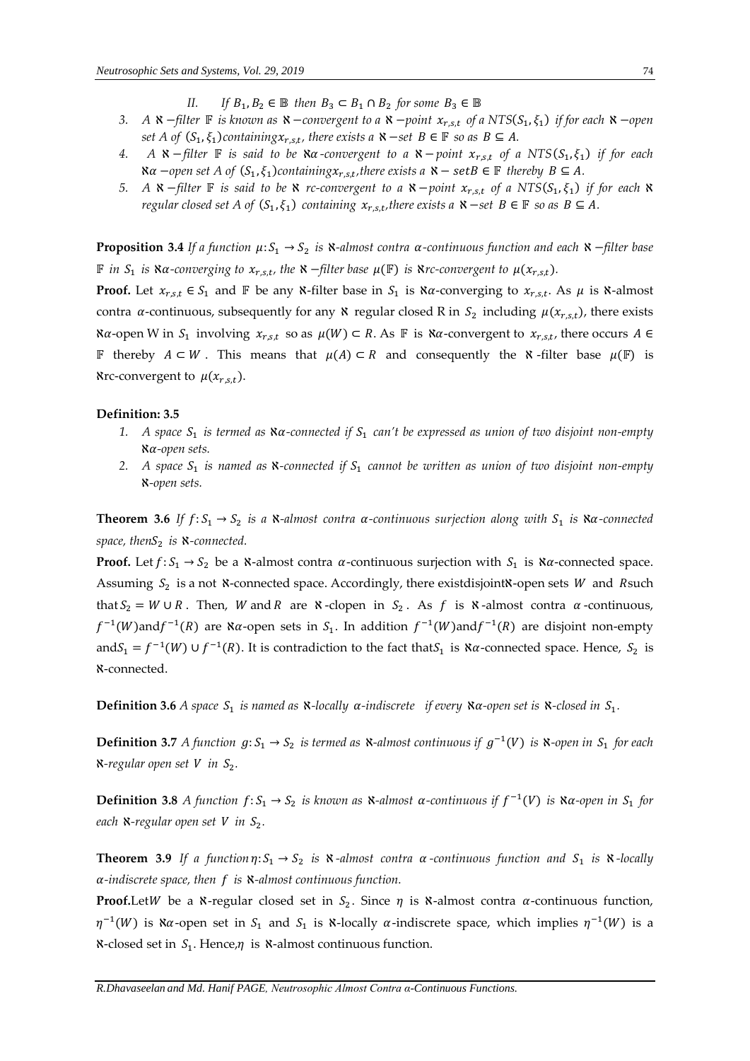II. *If $B_1, B_2 \in \mathbb{B}$ then $B_3 \subset B_1 \cap B_2$ for some $B_3 \in \mathbb{B}$*

3. *A $\aleph-$filter $\mathbb{F}$ is known as $\aleph-$convergent to a $\aleph-$point $x_{r,s,t}$ of a NTS$(S_1, \xi_1)$ if for each $\aleph-$open set A of $(S_1, \xi_1)$ containing $x_{r,s,t}$, there exists a $\aleph-$set $B \in \mathbb{F}$ so as $B \subseteq A$.*
4. *A $\aleph-$filter $\mathbb{F}$ is said to be $\aleph\alpha$-convergent to a $\aleph-$point $x_{r,s,t}$ of a NTS$(S_1, \xi_1)$ if for each $\aleph\alpha-$open set A of $(S_1, \xi_1)$ containing $x_{r,s,t}$, there exists a $\aleph-$ set $B \in \mathbb{F}$ thereby $B \subseteq A$.*
5. *A $\aleph-$filter $\mathbb{F}$ is said to be $\aleph$ rc-convergent to a $\aleph-$point $x_{r,s,t}$ of a NTS$(S_1, \xi_1)$ if for each $\aleph$ regular closed set A of $(S_1, \xi_1)$ containing $x_{r,s,t}$, there exists a $\aleph-$set $B \in \mathbb{F}$ so as $B \subseteq A$.*

**Proposition 3.4** *If a function $\mu: S_1 \to S_2$ is $\aleph$-almost contra $\alpha$-continuous function and each $\aleph-$filter base $\mathbb{F}$ in $S_1$ is $\aleph\alpha$-converging to $x_{r,s,t}$, the $\aleph-$filter base $\mu(\mathbb{F})$ is $\aleph$rc-convergent to $\mu(x_{r,s,t})$.*

**Proof.** Let $x_{r,s,t} \in S_1$ and $\mathbb{F}$ be any $\aleph$-filter base in $S_1$ is $\aleph\alpha$-converging to $x_{r,s,t}$. As $\mu$ is $\aleph$-almost contra $\alpha$-continuous, subsequently for any $\aleph$ regular closed R in $S_2$ including $\mu(x_{r,s,t})$, there exists $\aleph\alpha$-open W in $S_1$ involving $x_{r,s,t}$ so as $\mu(W) \subset R$. As $\mathbb{F}$ is $\aleph\alpha$-convergent to $x_{r,s,t}$, there occurs $A \in \mathbb{F}$ thereby $A \subset W$. This means that $\mu(A) \subset R$ and consequently the $\aleph$-filter base $\mu(\mathbb{F})$ is $\aleph$rc-convergent to $\mu(x_{r,s,t})$.

**Definition: 3.5**

1. *A space $S_1$ is termed as $\aleph\alpha$-connected if $S_1$ can't be expressed as union of two disjoint non-empty $\aleph\alpha$-open sets.*
2. *A space $S_1$ is named as $\aleph$-connected if $S_1$ cannot be written as union of two disjoint non-empty $\aleph$-open sets.*

**Theorem 3.6** *If $f: S_1 \to S_2$ is a $\aleph$-almost contra $\alpha$-continuous surjection along with $S_1$ is $\aleph\alpha$-connected space, then $S_2$ is $\aleph$-connected.*

**Proof.** Let $f: S_1 \to S_2$ be a $\aleph$-almost contra $\alpha$-continuous surjection with $S_1$ is $\aleph\alpha$-connected space. Assuming $S_2$ is a not $\aleph$-connected space. Accordingly, there exist disjoint $\aleph$-open sets $W$ and $R$ such that $S_2 = W \cup R$. Then, $W$ and $R$ are $\aleph$-clopen in $S_2$. As $f$ is $\aleph$-almost contra $\alpha$-continuous, $f^{-1}(W)$ and $f^{-1}(R)$ are $\aleph\alpha$-open sets in $S_1$. In addition $f^{-1}(W)$ and $f^{-1}(R)$ are disjoint non-empty and $S_1 = f^{-1}(W) \cup f^{-1}(R)$. It is contradiction to the fact that $S_1$ is $\aleph\alpha$-connected space. Hence, $S_2$ is $\aleph$-connected.

**Definition 3.6** *A space $S_1$ is named as $\aleph$-locally $\alpha$-indiscrete if every $\aleph\alpha$-open set is $\aleph$-closed in $S_1$.*

**Definition 3.7** *A function $g: S_1 \to S_2$ is termed as $\aleph$-almost continuous if $g^{-1}(V)$ is $\aleph$-open in $S_1$ for each $\aleph$-regular open set $V$ in $S_2$.*

**Definition 3.8** *A function $f: S_1 \to S_2$ is known as $\aleph$-almost $\alpha$-continuous if $f^{-1}(V)$ is $\aleph\alpha$-open in $S_1$ for each $\aleph$-regular open set $V$ in $S_2$.*

**Theorem 3.9** *If a function $\eta: S_1 \to S_2$ is $\aleph$-almost contra $\alpha$-continuous function and $S_1$ is $\aleph$-locally $\alpha$-indiscrete space, then $f$ is $\aleph$-almost continuous function.*

**Proof.** Let $W$ be a $\aleph$-regular closed set in $S_2$. Since $\eta$ is $\aleph$-almost contra $\alpha$-continuous function, $\eta^{-1}(W)$ is $\aleph\alpha$-open set in $S_1$ and $S_1$ is $\aleph$-locally $\alpha$-indiscrete space, which implies $\eta^{-1}(W)$ is a $\aleph$-closed set in $S_1$. Hence, $\eta$ is $\aleph$-almost continuous function.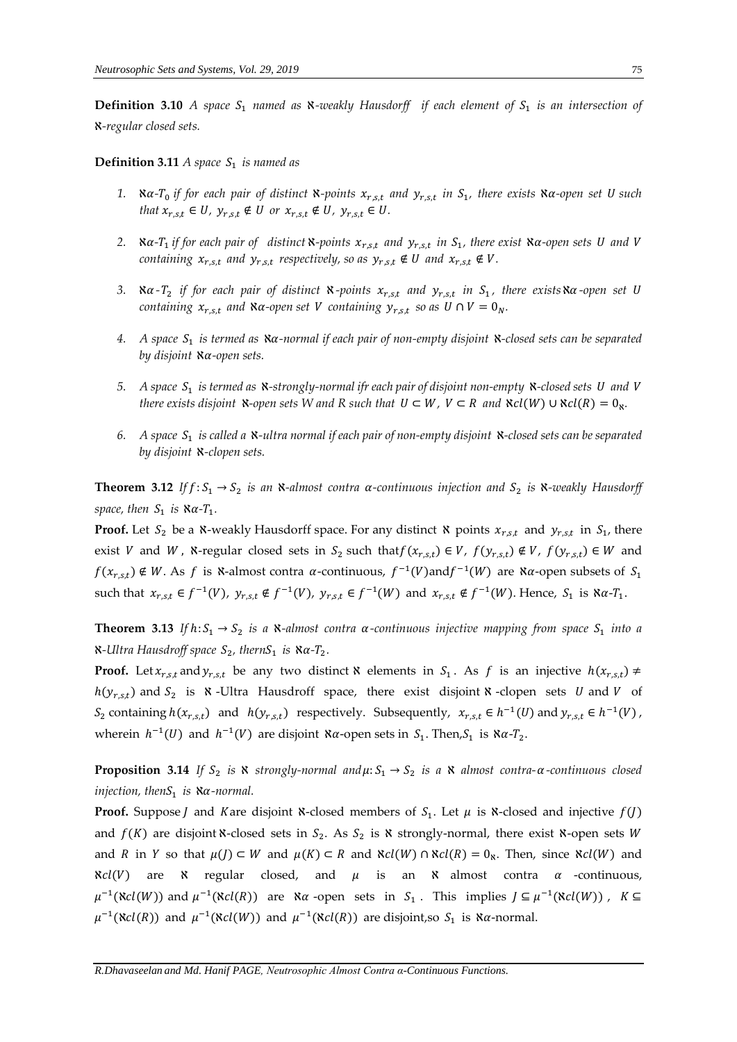**Definition 3.10** *A space $S_1$ named as $\aleph$-weakly Hausdorff if each element of $S_1$ is an intersection of $\aleph$-regular closed sets.*

**Definition 3.11** *A space $S_1$ is named as*

1. *$\aleph\alpha$-$T_0$ if for each pair of distinct $\aleph$-points $x_{r,s,t}$ and $y_{r,s,t}$ in $S_1$, there exists $\aleph\alpha$-open set $U$ such that $x_{r,s,t} \in U$, $y_{r,s,t} \notin U$ or $x_{r,s,t} \notin U$, $y_{r,s,t} \in U$.*

2. *$\aleph\alpha$-$T_1$ if for each pair of distinct $\aleph$-points $x_{r,s,t}$ and $y_{r,s,t}$ in $S_1$, there exist $\aleph\alpha$-open sets $U$ and $V$ containing $x_{r,s,t}$ and $y_{r,s,t}$ respectively, so as $y_{r,s,t} \notin U$ and $x_{r,s,t} \notin V$.*

3. *$\aleph\alpha$-$T_2$ if for each pair of distinct $\aleph$-points $x_{r,s,t}$ and $y_{r,s,t}$ in $S_1$, there exists $\aleph\alpha$-open set $U$ containing $x_{r,s,t}$ and $\aleph\alpha$-open set $V$ containing $y_{r,s,t}$ so as $U \cap V = 0_N$.*

4. *A space $S_1$ is termed as $\aleph\alpha$-normal if each pair of non-empty disjoint $\aleph$-closed sets can be separated by disjoint $\aleph\alpha$-open sets.*

5. *A space $S_1$ is termed as $\aleph$-strongly-normal ifr each pair of disjoint non-empty $\aleph$-closed sets $U$ and $V$ there exists disjoint $\aleph$-open sets $W$ and $R$ such that $U \subset W$, $V \subset R$ and $\aleph cl(W) \cup \aleph cl(R) = 0_\aleph$.*

6. *A space $S_1$ is called a $\aleph$-ultra normal if each pair of non-empty disjoint $\aleph$-closed sets can be separated by disjoint $\aleph$-clopen sets.*

**Theorem 3.12** *If $f: S_1 \to S_2$ is an $\aleph$-almost contra $\alpha$-continuous injection and $S_2$ is $\aleph$-weakly Hausdorff space, then $S_1$ is $\aleph\alpha$-$T_1$.*

**Proof.** Let $S_2$ be a $\aleph$-weakly Hausdorff space. For any distinct $\aleph$ points $x_{r,s,t}$ and $y_{r,s,t}$ in $S_1$, there exist $V$ and $W$, $\aleph$-regular closed sets in $S_2$ such that $f(x_{r,s,t}) \in V$, $f(y_{r,s,t}) \notin V$, $f(y_{r,s,t}) \in W$ and $f(x_{r,s,t}) \notin W$. As $f$ is $\aleph$-almost contra $\alpha$-continuous, $f^{-1}(V)$ and $f^{-1}(W)$ are $\aleph\alpha$-open subsets of $S_1$ such that $x_{r,s,t} \in f^{-1}(V)$, $y_{r,s,t} \notin f^{-1}(V)$, $y_{r,s,t} \in f^{-1}(W)$ and $x_{r,s,t} \notin f^{-1}(W)$. Hence, $S_1$ is $\aleph\alpha$-$T_1$.

**Theorem 3.13** *If $h: S_1 \to S_2$ is a $\aleph$-almost contra $\alpha$-continuous injective mapping from space $S_1$ into a $\aleph$-Ultra Hausdroff space $S_2$, thern $S_1$ is $\aleph\alpha$-$T_2$.*

**Proof.** Let $x_{r,s,t}$ and $y_{r,s,t}$ be any two distinct $\aleph$ elements in $S_1$. As $f$ is an injective $h(x_{r,s,t}) \neq h(y_{r,s,t})$ and $S_2$ is $\aleph$-Ultra Hausdroff space, there exist disjoint $\aleph$-clopen sets $U$ and $V$ of $S_2$ containing $h(x_{r,s,t})$ and $h(y_{r,s,t})$ respectively. Subsequently, $x_{r,s,t} \in h^{-1}(U)$ and $y_{r,s,t} \in h^{-1}(V)$, wherein $h^{-1}(U)$ and $h^{-1}(V)$ are disjoint $\aleph\alpha$-open sets in $S_1$. Then, $S_1$ is $\aleph\alpha$-$T_2$.

**Proposition 3.14** *If $S_2$ is $\aleph$ strongly-normal and $\mu: S_1 \to S_2$ is a $\aleph$ almost contra-$\alpha$-continuous closed injection, then $S_1$ is $\aleph\alpha$-normal.*

**Proof.** Suppose $J$ and $K$ are disjoint $\aleph$-closed members of $S_1$. Let $\mu$ is $\aleph$-closed and injective $f(J)$ and $f(K)$ are disjoint $\aleph$-closed sets in $S_2$. As $S_2$ is $\aleph$ strongly-normal, there exist $\aleph$-open sets $W$ and $R$ in $Y$ so that $\mu(J) \subset W$ and $\mu(K) \subset R$ and $\aleph cl(W) \cap \aleph cl(R) = 0_\aleph$. Then, since $\aleph cl(W)$ and $\aleph cl(V)$ are $\aleph$ regular closed, and $\mu$ is an $\aleph$ almost contra $\alpha$-continuous, $\mu^{-1}(\aleph cl(W))$ and $\mu^{-1}(\aleph cl(R))$ are $\aleph\alpha$-open sets in $S_1$. This implies $J \subseteq \mu^{-1}(\aleph cl(W))$, $K \subseteq \mu^{-1}(\aleph cl(R))$ and $\mu^{-1}(\aleph cl(W))$ and $\mu^{-1}(\aleph cl(R))$ are disjoint,so $S_1$ is $\aleph\alpha$-normal.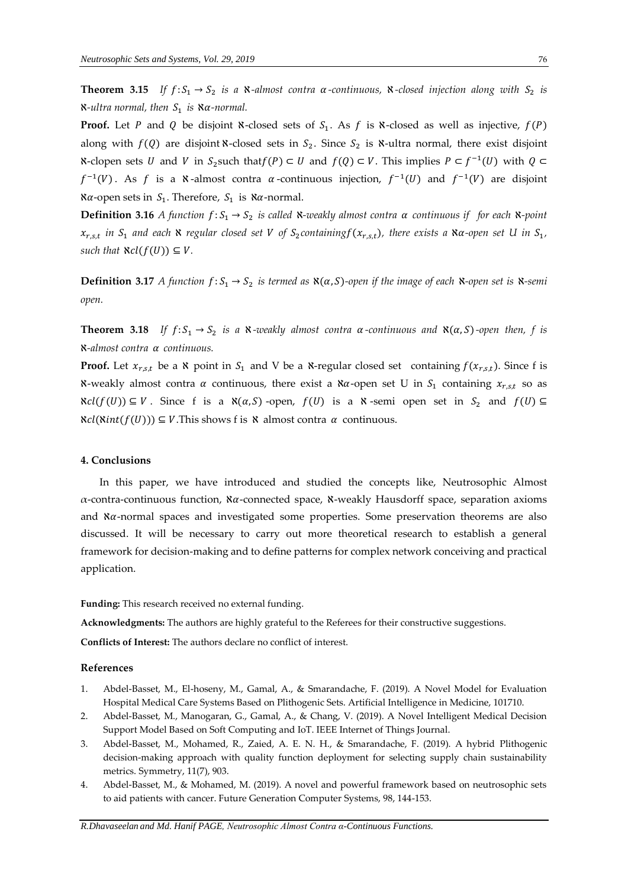**Theorem 3.15** *If $f: S_1 \to S_2$ is a $\aleph$-almost contra $\alpha$-continuous, $\aleph$-closed injection along with $S_2$ is $\aleph$-ultra normal, then $S_1$ is $\aleph\alpha$-normal.*

**Proof.** Let $P$ and $Q$ be disjoint $\aleph$-closed sets of $S_1$. As $f$ is $\aleph$-closed as well as injective, $f(P)$ along with $f(Q)$ are disjoint $\aleph$-closed sets in $S_2$. Since $S_2$ is $\aleph$-ultra normal, there exist disjoint $\aleph$-clopen sets $U$ and $V$ in $S_2$ such that $f(P) \subset U$ and $f(Q) \subset V$. This implies $P \subset f^{-1}(U)$ with $Q \subset f^{-1}(V)$. As $f$ is a $\aleph$-almost contra $\alpha$-continuous injection, $f^{-1}(U)$ and $f^{-1}(V)$ are disjoint $\aleph\alpha$-open sets in $S_1$. Therefore, $S_1$ is $\aleph\alpha$-normal.

**Definition 3.16** *A function $f: S_1 \to S_2$ is called $\aleph$-weakly almost contra $\alpha$ continuous if for each $\aleph$-point $x_{r,s,t}$ in $S_1$ and each $\aleph$ regular closed set $V$ of $S_2$ containing $f(x_{r,s,t})$, there exists a $\aleph\alpha$-open set $U$ in $S_1$, such that $\aleph cl(f(U)) \subseteq V$.*

**Definition 3.17** *A function $f: S_1 \to S_2$ is termed as $\aleph(\alpha, S)$-open if the image of each $\aleph$-open set is $\aleph$-semi open.*

**Theorem 3.18** *If $f: S_1 \to S_2$ is a $\aleph$-weakly almost contra $\alpha$-continuous and $\aleph(\alpha, S)$-open then, f is $\aleph$-almost contra $\alpha$ continuous.*

**Proof.** Let $x_{r,s,t}$ be a $\aleph$ point in $S_1$ and V be a $\aleph$-regular closed set containing $f(x_{r,s,t})$. Since f is $\aleph$-weakly almost contra $\alpha$ continuous, there exist a $\aleph\alpha$-open set U in $S_1$ containing $x_{r,s,t}$ so as $\aleph cl(f(U)) \subseteq V$. Since f is a $\aleph(\alpha, S)$-open, $f(U)$ is a $\aleph$-semi open set in $S_2$ and $f(U) \subseteq \aleph cl(\aleph int(f(U))) \subseteq V$. This shows f is $\aleph$ almost contra $\alpha$ continuous.

## 4. Conclusions

In this paper, we have introduced and studied the concepts like, Neutrosophic Almost $\alpha$-contra-continuous function, $\aleph\alpha$-connected space, $\aleph$-weakly Hausdorff space, separation axioms and $\aleph\alpha$-normal spaces and investigated some properties. Some preservation theorems are also discussed. It will be necessary to carry out more theoretical research to establish a general framework for decision-making and to define patterns for complex network conceiving and practical application.

**Funding:** This research received no external funding.

**Acknowledgments:** The authors are highly grateful to the Referees for their constructive suggestions.

**Conflicts of Interest:** The authors declare no conflict of interest.

## References

1. Abdel-Basset, M., El-hoseny, M., Gamal, A., & Smarandache, F. (2019). A Novel Model for Evaluation Hospital Medical Care Systems Based on Plithogenic Sets. Artificial Intelligence in Medicine, 101710.
2. Abdel-Basset, M., Manogaran, G., Gamal, A., & Chang, V. (2019). A Novel Intelligent Medical Decision Support Model Based on Soft Computing and IoT. IEEE Internet of Things Journal.
3. Abdel-Basset, M., Mohamed, R., Zaied, A. E. N. H., & Smarandache, F. (2019). A hybrid Plithogenic decision-making approach with quality function deployment for selecting supply chain sustainability metrics. Symmetry, 11(7), 903.
4. Abdel-Basset, M., & Mohamed, M. (2019). A novel and powerful framework based on neutrosophic sets to aid patients with cancer. Future Generation Computer Systems, 98, 144-153.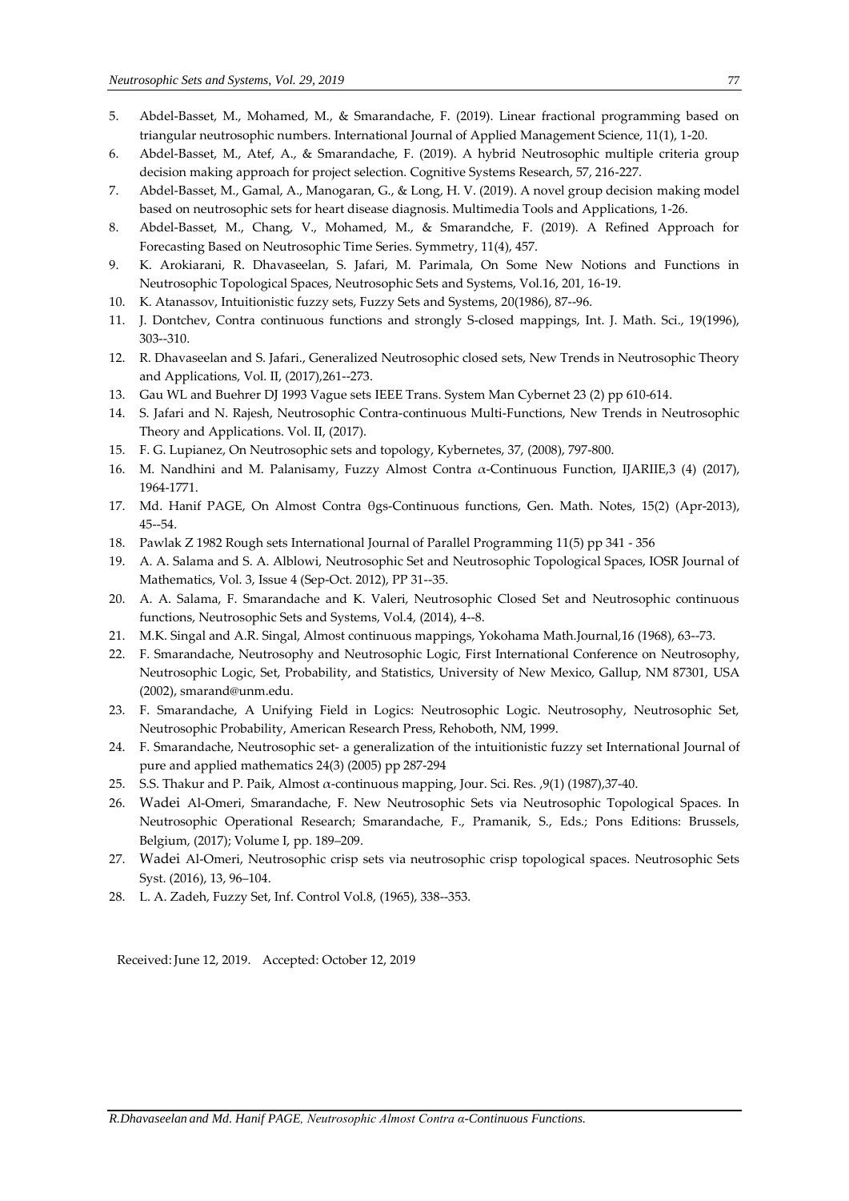5. Abdel-Basset, M., Mohamed, M., & Smarandache, F. (2019). Linear fractional programming based on triangular neutrosophic numbers. International Journal of Applied Management Science, 11(1), 1-20.
6. Abdel-Basset, M., Atef, A., & Smarandache, F. (2019). A hybrid Neutrosophic multiple criteria group decision making approach for project selection. Cognitive Systems Research, 57, 216-227.
7. Abdel-Basset, M., Gamal, A., Manogaran, G., & Long, H. V. (2019). A novel group decision making model based on neutrosophic sets for heart disease diagnosis. Multimedia Tools and Applications, 1-26.
8. Abdel-Basset, M., Chang, V., Mohamed, M., & Smarandche, F. (2019). A Refined Approach for Forecasting Based on Neutrosophic Time Series. Symmetry, 11(4), 457.
9. K. Arokiarani, R. Dhavaseelan, S. Jafari, M. Parimala, On Some New Notions and Functions in Neutrosophic Topological Spaces, Neutrosophic Sets and Systems, Vol.16, 201, 16-19.
10. K. Atanassov, Intuitionistic fuzzy sets, Fuzzy Sets and Systems, 20(1986), 87--96.
11. J. Dontchev, Contra continuous functions and strongly S-closed mappings, Int. J. Math. Sci., 19(1996), 303--310.
12. R. Dhavaseelan and S. Jafari., Generalized Neutrosophic closed sets, New Trends in Neutrosophic Theory and Applications, Vol. II, (2017),261--273.
13. Gau WL and Buehrer DJ 1993 Vague sets IEEE Trans. System Man Cybernet 23 (2) pp 610-614.
14. S. Jafari and N. Rajesh, Neutrosophic Contra-continuous Multi-Functions, New Trends in Neutrosophic Theory and Applications. Vol. II, (2017).
15. F. G. Lupianez, On Neutrosophic sets and topology, Kybernetes, 37, (2008), 797-800.
16. M. Nandhini and M. Palanisamy, Fuzzy Almost Contra $\alpha$-Continuous Function, IJARIIE,3 (4) (2017), 1964-1771.
17. Md. Hanif PAGE, On Almost Contra $\theta$gs-Continuous functions, Gen. Math. Notes, 15(2) (Apr-2013), 45--54.
18. Pawlak Z 1982 Rough sets International Journal of Parallel Programming 11(5) pp 341 - 356
19. A. A. Salama and S. A. Alblowi, Neutrosophic Set and Neutrosophic Topological Spaces, IOSR Journal of Mathematics, Vol. 3, Issue 4 (Sep-Oct. 2012), PP 31--35.
20. A. A. Salama, F. Smarandache and K. Valeri, Neutrosophic Closed Set and Neutrosophic continuous functions, Neutrosophic Sets and Systems, Vol.4, (2014), 4--8.
21. M.K. Singal and A.R. Singal, Almost continuous mappings, Yokohama Math.Journal,16 (1968), 63--73.
22. F. Smarandache, Neutrosophy and Neutrosophic Logic, First International Conference on Neutrosophy, Neutrosophic Logic, Set, Probability, and Statistics, University of New Mexico, Gallup, NM 87301, USA (2002), smarand@unm.edu.
23. F. Smarandache, A Unifying Field in Logics: Neutrosophic Logic. Neutrosophy, Neutrosophic Set, Neutrosophic Probability, American Research Press, Rehoboth, NM, 1999.
24. F. Smarandache, Neutrosophic set- a generalization of the intuitionistic fuzzy set International Journal of pure and applied mathematics 24(3) (2005) pp 287-294
25. S.S. Thakur and P. Paik, Almost $\alpha$-continuous mapping, Jour. Sci. Res. ,9(1) (1987),37-40.
26. Wadei Al-Omeri, Smarandache, F. New Neutrosophic Sets via Neutrosophic Topological Spaces. In Neutrosophic Operational Research; Smarandache, F., Pramanik, S., Eds.; Pons Editions: Brussels, Belgium, (2017); Volume I, pp. 189–209.
27. Wadei Al-Omeri, Neutrosophic crisp sets via neutrosophic crisp topological spaces. Neutrosophic Sets Syst. (2016), 13, 96–104.
28. L. A. Zadeh, Fuzzy Set, Inf. Control Vol.8, (1965), 338--353.

Received: June 12, 2019. Accepted: October 12, 2019